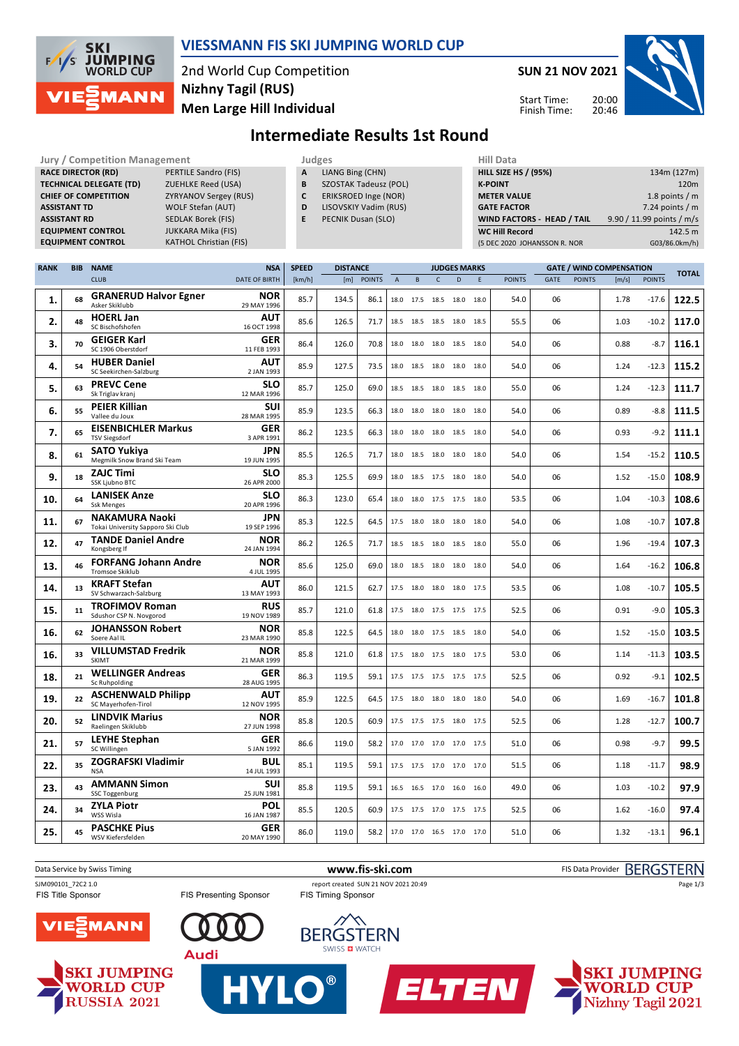# VIESSMANN FIS SKI JUMPING WORLD CUP

2nd World Cup Competition
**Nizhny Tagil (RUS)**
**Men Large Hill Individual**

**SUN 21 NOV 2021**

Start Time: 20:00
Finish Time: 20:46

## Intermediate Results 1st Round

| Jury / Competition Management | |
|---|---|
| RACE DIRECTOR (RD) | PERTILE Sandro (FIS) |
| TECHNICAL DELEGATE (TD) | ZUEHLKE Reed (USA) |
| CHIEF OF COMPETITION | ZYRYANOV Sergey (RUS) |
| ASSISTANT TD | WOLF Stefan (AUT) |
| ASSISTANT RD | SEDLAK Borek (FIS) |
| EQUIPMENT CONTROL | JUKKARA Mika (FIS) |
| EQUIPMENT CONTROL | KATHOL Christian (FIS) |

| Judges | |
|---|---|
| A | LIANG Bing (CHN) |
| B | SZOSTAK Tadeusz (POL) |
| C | ERIKSROED Inge (NOR) |
| D | LISOVSKIY Vadim (RUS) |
| E | PECNIK Dusan (SLO) |

| Hill Data | |
|---|---|
| HILL SIZE HS / (95%) | 134m (127m) |
| K-POINT | 120m |
| METER VALUE | 1.8 points / m |
| GATE FACTOR | 7.24 points / m |
| WIND FACTORS - HEAD / TAIL | 9.90 / 11.99 points / m/s |
| WC Hill Record | 142.5 m |
| (5 DEC 2020 JOHANSSON R. NOR | G03/86.0km/h) |

| RANK | BIB | NAME / CLUB | NSA / DATE OF BIRTH | SPEED [km/h] | DISTANCE [m] | DISTANCE POINTS | A | B | C | D | E | JUDGES POINTS | GATE | GATE POINTS | WIND [m/s] | WIND POINTS | TOTAL |
|---|---|---|---|---|---|---|---|---|---|---|---|---|---|---|---|---|---|
| 1. | 68 | **GRANERUD Halvor Egner** Asker Skiklubb | NOR 29 MAY 1996 | 85.7 | 134.5 | 86.1 | 18.0 | 17.5 | 18.5 | 18.0 | 18.0 | 54.0 | 06 | | 1.78 | -17.6 | 122.5 |
| 2. | 48 | **HOERL Jan** SC Bischofshofen | AUT 16 OCT 1998 | 85.6 | 126.5 | 71.7 | 18.5 | 18.5 | 18.5 | 18.0 | 18.5 | 55.5 | 06 | | 1.03 | -10.2 | 117.0 |
| 3. | 70 | **GEIGER Karl** SC 1906 Oberstdorf | GER 11 FEB 1993 | 86.4 | 126.0 | 70.8 | 18.0 | 18.0 | 18.0 | 18.5 | 18.0 | 54.0 | 06 | | 0.88 | -8.7 | 116.1 |
| 4. | 54 | **HUBER Daniel** SC Seekirchen-Salzburg | AUT 2 JAN 1993 | 85.9 | 127.5 | 73.5 | 18.0 | 18.5 | 18.0 | 18.0 | 18.0 | 54.0 | 06 | | 1.24 | -12.3 | 115.2 |
| 5. | 63 | **PREVC Cene** Sk Triglav kranj | SLO 12 MAR 1996 | 85.7 | 125.0 | 69.0 | 18.5 | 18.5 | 18.0 | 18.5 | 18.0 | 55.0 | 06 | | 1.24 | -12.3 | 111.7 |
| 6. | 55 | **PEIER Killian** Vallee du Joux | SUI 28 MAR 1995 | 85.9 | 123.5 | 66.3 | 18.0 | 18.0 | 18.0 | 18.0 | 18.0 | 54.0 | 06 | | 0.89 | -8.8 | 111.5 |
| 7. | 65 | **EISENBICHLER Markus** TSV Siegsdorf | GER 3 APR 1991 | 86.2 | 123.5 | 66.3 | 18.0 | 18.0 | 18.0 | 18.5 | 18.0 | 54.0 | 06 | | 0.93 | -9.2 | 111.1 |
| 8. | 61 | **SATO Yukiya** Megmilk Snow Brand Ski Team | JPN 19 JUN 1995 | 85.5 | 126.5 | 71.7 | 18.0 | 18.5 | 18.0 | 18.0 | 18.0 | 54.0 | 06 | | 1.54 | -15.2 | 110.5 |
| 9. | 18 | **ZAJC Timi** SSK Ljubno BTC | SLO 26 APR 2000 | 85.3 | 125.5 | 69.9 | 18.0 | 18.5 | 17.5 | 18.0 | 18.0 | 54.0 | 06 | | 1.52 | -15.0 | 108.9 |
| 10. | 64 | **LANISEK Anze** Ssk Menges | SLO 20 APR 1996 | 86.3 | 123.0 | 65.4 | 18.0 | 18.0 | 17.5 | 17.5 | 18.0 | 53.5 | 06 | | 1.04 | -10.3 | 108.6 |
| 11. | 67 | **NAKAMURA Naoki** Tokai University Sapporo Ski Club | JPN 19 SEP 1996 | 85.3 | 122.5 | 64.5 | 17.5 | 18.0 | 18.0 | 18.0 | 18.0 | 54.0 | 06 | | 1.08 | -10.7 | 107.8 |
| 12. | 47 | **TANDE Daniel Andre** Kongsberg If | NOR 24 JAN 1994 | 86.2 | 126.5 | 71.7 | 18.5 | 18.5 | 18.0 | 18.5 | 18.0 | 55.0 | 06 | | 1.96 | -19.4 | 107.3 |
| 13. | 46 | **FORFANG Johann Andre** Tromsoe Skiklub | NOR 4 JUL 1995 | 85.6 | 125.0 | 69.0 | 18.0 | 18.5 | 18.0 | 18.0 | 18.0 | 54.0 | 06 | | 1.64 | -16.2 | 106.8 |
| 14. | 13 | **KRAFT Stefan** SV Schwarzach-Salzburg | AUT 13 MAY 1993 | 86.0 | 121.5 | 62.7 | 17.5 | 18.0 | 18.0 | 18.0 | 17.5 | 53.5 | 06 | | 1.08 | -10.7 | 105.5 |
| 15. | 11 | **TROFIMOV Roman** Sdushor CSP N. Novgorod | RUS 19 NOV 1989 | 85.7 | 121.0 | 61.8 | 17.5 | 18.0 | 17.5 | 17.5 | 17.5 | 52.5 | 06 | | 0.91 | -9.0 | 105.3 |
| 16. | 62 | **JOHANSSON Robert** Soere Aal IL | NOR 23 MAR 1990 | 85.8 | 122.5 | 64.5 | 18.0 | 18.0 | 17.5 | 18.5 | 18.0 | 54.0 | 06 | | 1.52 | -15.0 | 103.5 |
| 16. | 33 | **VILLUMSTAD Fredrik** SKIMT | NOR 21 MAR 1999 | 85.8 | 121.0 | 61.8 | 17.5 | 18.0 | 17.5 | 18.0 | 17.5 | 53.0 | 06 | | 1.14 | -11.3 | 103.5 |
| 18. | 21 | **WELLINGER Andreas** Sc Ruhpolding | GER 28 AUG 1995 | 86.3 | 119.5 | 59.1 | 17.5 | 17.5 | 17.5 | 17.5 | 17.5 | 52.5 | 06 | | 0.92 | -9.1 | 102.5 |
| 19. | 22 | **ASCHENWALD Philipp** SC Mayerhofen-Tirol | AUT 12 NOV 1995 | 85.9 | 122.5 | 64.5 | 17.5 | 18.0 | 18.0 | 18.0 | 18.0 | 54.0 | 06 | | 1.69 | -16.7 | 101.8 |
| 20. | 52 | **LINDVIK Marius** Raelingen Skiklubb | NOR 27 JUN 1998 | 85.8 | 120.5 | 60.9 | 17.5 | 17.5 | 17.5 | 18.0 | 17.5 | 52.5 | 06 | | 1.28 | -12.7 | 100.7 |
| 21. | 57 | **LEYHE Stephan** SC Willingen | GER 5 JAN 1992 | 86.6 | 119.0 | 58.2 | 17.0 | 17.0 | 17.0 | 17.0 | 17.5 | 51.0 | 06 | | 0.98 | -9.7 | 99.5 |
| 22. | 35 | **ZOGRAFSKI Vladimir** NSA | BUL 14 JUL 1993 | 85.1 | 119.5 | 59.1 | 17.5 | 17.5 | 17.0 | 17.0 | 17.0 | 51.5 | 06 | | 1.18 | -11.7 | 98.9 |
| 23. | 43 | **AMMANN Simon** SSC Toggenburg | SUI 25 JUN 1981 | 85.8 | 119.5 | 59.1 | 16.5 | 16.5 | 17.0 | 16.0 | 16.0 | 49.0 | 06 | | 1.03 | -10.2 | 97.9 |
| 24. | 34 | **ZYLA Piotr** WSS Wisla | POL 16 JAN 1987 | 85.5 | 120.5 | 60.9 | 17.5 | 17.5 | 17.0 | 17.5 | 17.5 | 52.5 | 06 | | 1.62 | -16.0 | 97.4 |
| 25. | 45 | **PASCHKE Pius** WSV Kiefersfelden | GER 20 MAY 1990 | 86.0 | 119.0 | 58.2 | 17.0 | 17.0 | 16.5 | 17.0 | 17.0 | 51.0 | 06 | | 1.32 | -13.1 | 96.1 |

Data Service by Swiss Timing — www.fis-ski.com — FIS Data Provider BERGSTERN

SJM090101_72C2 1.0 — report created SUN 21 NOV 2021 20:49

FIS Title Sponsor — FIS Presenting Sponsor — FIS Timing Sponsor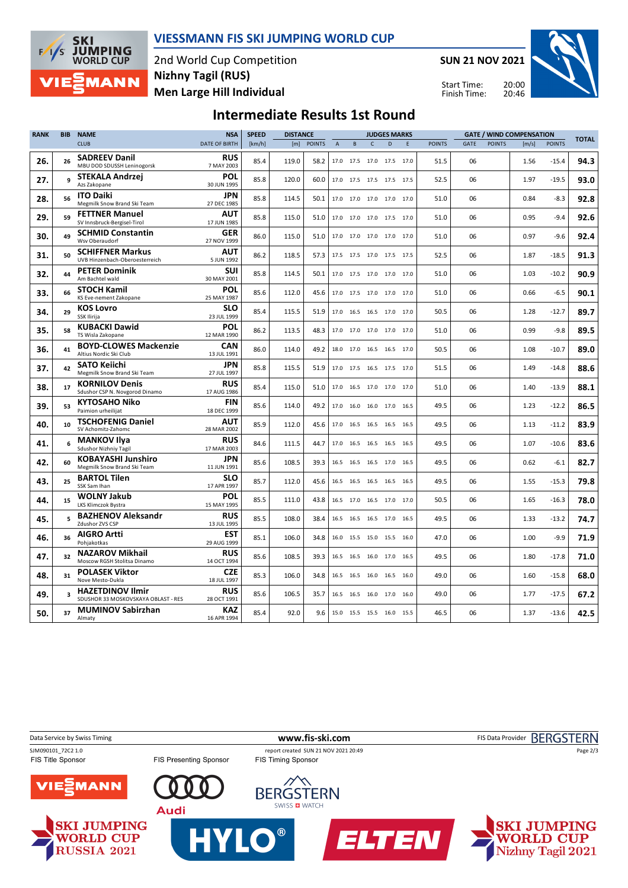# VIESSMANN FIS SKI JUMPING WORLD CUP

2nd World Cup Competition
**Nizhny Tagil (RUS)**
**Men Large Hill Individual**

**SUN 21 NOV 2021**

Start Time: 20:00
Finish Time: 20:46

## Intermediate Results 1st Round

| RANK | BIB | NAME / CLUB | NSA / DATE OF BIRTH | SPEED [km/h] | DISTANCE [m] | DISTANCE POINTS | A | B | C | D | E | JUDGES POINTS | GATE | GATE POINTS | WIND [m/s] | WIND POINTS | TOTAL |
|---|---|---|---|---|---|---|---|---|---|---|---|---|---|---|---|---|---|
| 26. | 26 | **SADREEV Danil** MBU DOD SDUSSH Leninogorsk | **RUS** 7 MAY 2003 | 85.4 | 119.0 | 58.2 | 17.0 | 17.5 | 17.0 | 17.5 | 17.0 | 51.5 | 06 | | 1.56 | -15.4 | **94.3** |
| 27. | 9 | **STEKALA Andrzej** Azs Zakopane | **POL** 30 JUN 1995 | 85.8 | 120.0 | 60.0 | 17.0 | 17.5 | 17.5 | 17.5 | 17.5 | 52.5 | 06 | | 1.97 | -19.5 | **93.0** |
| 28. | 56 | **ITO Daiki** Megmilk Snow Brand Ski Team | **JPN** 27 DEC 1985 | 85.8 | 114.5 | 50.1 | 17.0 | 17.0 | 17.0 | 17.0 | 17.0 | 51.0 | 06 | | 0.84 | -8.3 | **92.8** |
| 29. | 59 | **FETTNER Manuel** SV Innsbruck-Bergisel-Tirol | **AUT** 17 JUN 1985 | 85.8 | 115.0 | 51.0 | 17.0 | 17.0 | 17.0 | 17.5 | 17.0 | 51.0 | 06 | | 0.95 | -9.4 | **92.6** |
| 30. | 49 | **SCHMID Constantin** Wsv Oberaudorf | **GER** 27 NOV 1999 | 86.0 | 115.0 | 51.0 | 17.0 | 17.0 | 17.0 | 17.0 | 17.0 | 51.0 | 06 | | 0.97 | -9.6 | **92.4** |
| 31. | 50 | **SCHIFFNER Markus** UVB Hinzenbach-Oberoesterreich | **AUT** 5 JUN 1992 | 86.2 | 118.5 | 57.3 | 17.5 | 17.5 | 17.0 | 17.5 | 17.5 | 52.5 | 06 | | 1.87 | -18.5 | **91.3** |
| 32. | 44 | **PETER Dominik** Am Bachtel wald | **SUI** 30 MAY 2001 | 85.8 | 114.5 | 50.1 | 17.0 | 17.5 | 17.0 | 17.0 | 17.0 | 51.0 | 06 | | 1.03 | -10.2 | **90.9** |
| 33. | 66 | **STOCH Kamil** KS Eve-nement Zakopane | **POL** 25 MAY 1987 | 85.6 | 112.0 | 45.6 | 17.0 | 17.5 | 17.0 | 17.0 | 17.0 | 51.0 | 06 | | 0.66 | -6.5 | **90.1** |
| 34. | 29 | **KOS Lovro** SSK Ilirija | **SLO** 23 JUL 1999 | 85.4 | 115.5 | 51.9 | 17.0 | 16.5 | 16.5 | 17.0 | 17.0 | 50.5 | 06 | | 1.28 | -12.7 | **89.7** |
| 35. | 58 | **KUBACKI Dawid** TS Wisla Zakopane | **POL** 12 MAR 1990 | 86.2 | 113.5 | 48.3 | 17.0 | 17.0 | 17.0 | 17.0 | 17.0 | 51.0 | 06 | | 0.99 | -9.8 | **89.5** |
| 36. | 41 | **BOYD-CLOWES Mackenzie** Altius Nordic Ski Club | **CAN** 13 JUL 1991 | 86.0 | 114.0 | 49.2 | 18.0 | 17.0 | 16.5 | 16.5 | 17.0 | 50.5 | 06 | | 1.08 | -10.7 | **89.0** |
| 37. | 42 | **SATO Keiichi** Megmilk Snow Brand Ski Team | **JPN** 27 JUL 1997 | 85.8 | 115.5 | 51.9 | 17.0 | 17.5 | 16.5 | 17.5 | 17.0 | 51.5 | 06 | | 1.49 | -14.8 | **88.6** |
| 38. | 17 | **KORNILOV Denis** Sdushor CSP N. Novgorod Dinamo | **RUS** 17 AUG 1986 | 85.4 | 115.0 | 51.0 | 17.0 | 16.5 | 17.0 | 17.0 | 17.0 | 51.0 | 06 | | 1.40 | -13.9 | **88.1** |
| 39. | 53 | **KYTOSAHO Niko** Paimion urheilijat | **FIN** 18 DEC 1999 | 85.6 | 114.0 | 49.2 | 17.0 | 16.0 | 16.0 | 17.0 | 16.5 | 49.5 | 06 | | 1.23 | -12.2 | **86.5** |
| 40. | 10 | **TSCHOFENIG Daniel** SV Achomitz-Zahomc | **AUT** 28 MAR 2002 | 85.9 | 112.0 | 45.6 | 17.0 | 16.5 | 16.5 | 16.5 | 16.5 | 49.5 | 06 | | 1.13 | -11.2 | **83.9** |
| 41. | 6 | **MANKOV Ilya** Sdushor Nizhniy Tagil | **RUS** 17 MAR 2003 | 84.6 | 111.5 | 44.7 | 17.0 | 16.5 | 16.5 | 16.5 | 16.5 | 49.5 | 06 | | 1.07 | -10.6 | **83.6** |
| 42. | 60 | **KOBAYASHI Junshiro** Megmilk Snow Brand Ski Team | **JPN** 11 JUN 1991 | 85.6 | 108.5 | 39.3 | 16.5 | 16.5 | 16.5 | 17.0 | 16.5 | 49.5 | 06 | | 0.62 | -6.1 | **82.7** |
| 43. | 25 | **BARTOL Tilen** SSK Sam Ihan | **SLO** 17 APR 1997 | 85.7 | 112.0 | 45.6 | 16.5 | 16.5 | 16.5 | 16.5 | 16.5 | 49.5 | 06 | | 1.55 | -15.3 | **79.8** |
| 44. | 15 | **WOLNY Jakub** LKS Klimczok Bystra | **POL** 15 MAY 1995 | 85.5 | 111.0 | 43.8 | 16.5 | 17.0 | 16.5 | 17.0 | 17.0 | 50.5 | 06 | | 1.65 | -16.3 | **78.0** |
| 45. | 5 | **BAZHENOV Aleksandr** Zdushor ZVS CSP | **RUS** 13 JUL 1995 | 85.5 | 108.0 | 38.4 | 16.5 | 16.5 | 16.5 | 17.0 | 16.5 | 49.5 | 06 | | 1.33 | -13.2 | **74.7** |
| 46. | 36 | **AIGRO Artti** Pohjakotkas | **EST** 29 AUG 1999 | 85.1 | 106.0 | 34.8 | 16.0 | 15.5 | 15.0 | 15.5 | 16.0 | 47.0 | 06 | | 1.00 | -9.9 | **71.9** |
| 47. | 32 | **NAZAROV Mikhail** Moscow RGSH Stolitsa Dinamo | **RUS** 14 OCT 1994 | 85.6 | 108.5 | 39.3 | 16.5 | 16.5 | 16.0 | 17.0 | 16.5 | 49.5 | 06 | | 1.80 | -17.8 | **71.0** |
| 48. | 31 | **POLASEK Viktor** Nove Mesto-Dukla | **CZE** 18 JUL 1997 | 85.3 | 106.0 | 34.8 | 16.5 | 16.5 | 16.0 | 16.5 | 16.0 | 49.0 | 06 | | 1.60 | -15.8 | **68.0** |
| 49. | 3 | **HAZETDINOV Ilmir** SDUSHOR 33 MOSKOVSKAYA OBLAST - RES | **RUS** 28 OCT 1991 | 85.6 | 106.5 | 35.7 | 16.5 | 16.5 | 16.0 | 17.0 | 16.0 | 49.0 | 06 | | 1.77 | -17.5 | **67.2** |
| 50. | 37 | **MUMINOV Sabirzhan** Almaty | **KAZ** 16 APR 1994 | 85.4 | 92.0 | 9.6 | 15.0 | 15.5 | 15.5 | 16.0 | 15.5 | 46.5 | 06 | | 1.37 | -13.6 | **42.5** |

Data Service by Swiss Timing | www.fis-ski.com | FIS Data Provider BERGSTERN

SJM090101_72C2 1.0 | report created SUN 21 NOV 2021 20:49

FIS Title Sponsor | FIS Presenting Sponsor | FIS Timing Sponsor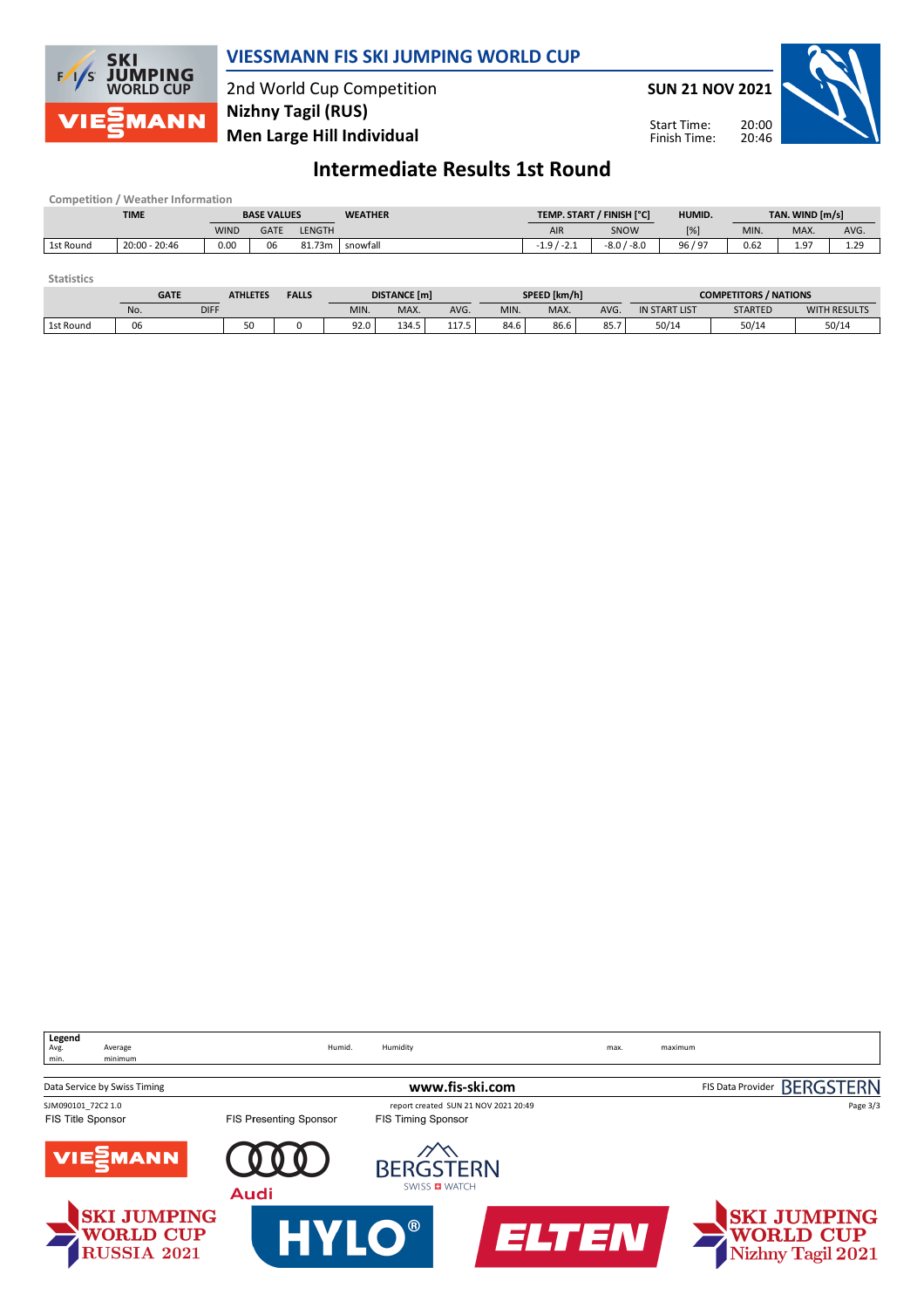# VIESSMANN FIS SKI JUMPING WORLD CUP

2nd World Cup Competition

**Nizhny Tagil (RUS)**

**Men Large Hill Individual**

**SUN 21 NOV 2021**

Start Time: 20:00
Finish Time: 20:46

## Intermediate Results 1st Round

Competition / Weather Information

| | TIME | BASE VALUES | | | WEATHER | TEMP. START / FINISH [°C] | | HUMID. | TAN. WIND [m/s] | | |
|---|---|---|---|---|---|---|---|---|---|---|---|
| | | WIND | GATE | LENGTH | | AIR | SNOW | [%] | MIN. | MAX. | AVG. |
| 1st Round | 20:00 - 20:46 | 0.00 | 06 | 81.73m | snowfall | -1.9 / -2.1 | -8.0 / -8.0 | 96 / 97 | 0.62 | 1.97 | 1.29 |

Statistics

| | GATE | | ATHLETES | FALLS | DISTANCE [m] | | | SPEED [km/h] | | | COMPETITORS / NATIONS | | |
|---|---|---|---|---|---|---|---|---|---|---|---|---|---|
| | No. | DIFF | | | MIN. | MAX. | AVG. | MIN. | MAX. | AVG. | IN START LIST | STARTED | WITH RESULTS |
| 1st Round | 06 | | 50 | 0 | 92.0 | 134.5 | 117.5 | 84.6 | 86.6 | 85.7 | 50/14 | 50/14 | 50/14 |

**Legend**

| | | | | | |
|---|---|---|---|---|---|
| Avg. | Average | Humid. | Humidity | max. | maximum |
| min. | minimum | | | | |

Data Service by Swiss Timing

www.fis-ski.com

FIS Data Provider BERGSTERN

SJM090101_72C2 1.0

report created SUN 21 NOV 2021 20:49

FIS Title Sponsor

FIS Presenting Sponsor

FIS Timing Sponsor